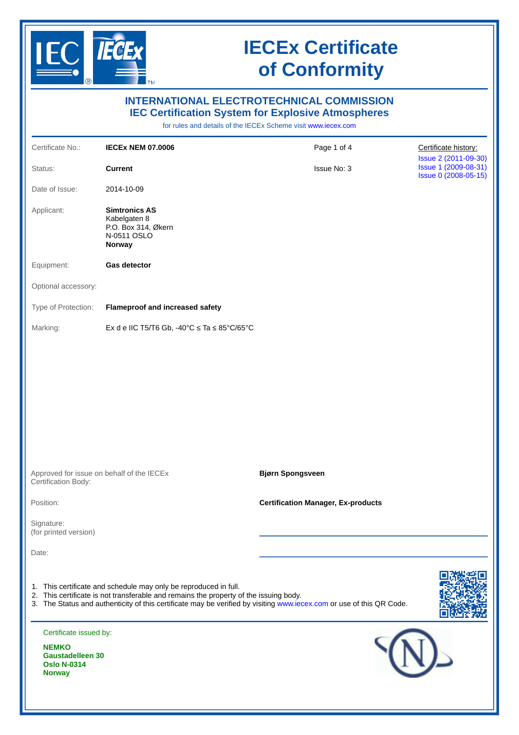# IECEx Certificate of Conformity

## INTERNATIONAL ELECTROTECHNICAL COMMISSION
## IEC Certification System for Explosive Atmospheres

for rules and details of the IECEx Scheme visit www.iecex.com

| | | | |
|---|---|---|---|
| Certificate No.: | **IECEx NEM 07.0006** | Page 1 of 4 | Certificate history: |
| Status: | **Current** | Issue No: 3 | Issue 2 (2011-09-30)<br>Issue 1 (2009-08-31)<br>Issue 0 (2008-05-15) |
| Date of Issue: | 2014-10-09 | | |
| Applicant: | **Simtronics AS**<br>Kabelgaten 8<br>P.O. Box 314, Økern<br>N-0511 OSLO<br>**Norway** | | |
| Equipment: | **Gas detector** | | |
| Optional accessory: | | | |
| Type of Protection: | **Flameproof and increased safety** | | |
| Marking: | Ex d e IIC T5/T6 Gb, -40°C ≤ Ta ≤ 85°C/65°C | | |

Approved for issue on behalf of the IECEx Certification Body: **Bjørn Spongsveen**

Position: **Certification Manager, Ex-products**

Signature:
(for printed version)

Date:

1. This certificate and schedule may only be reproduced in full.
2. This certificate is not transferable and remains the property of the issuing body.
3. The Status and authenticity of this certificate may be verified by visiting www.iecex.com or use of this QR Code.

Certificate issued by:

**NEMKO**
**Gaustadelleen 30**
**Oslo N-0314**
**Norway**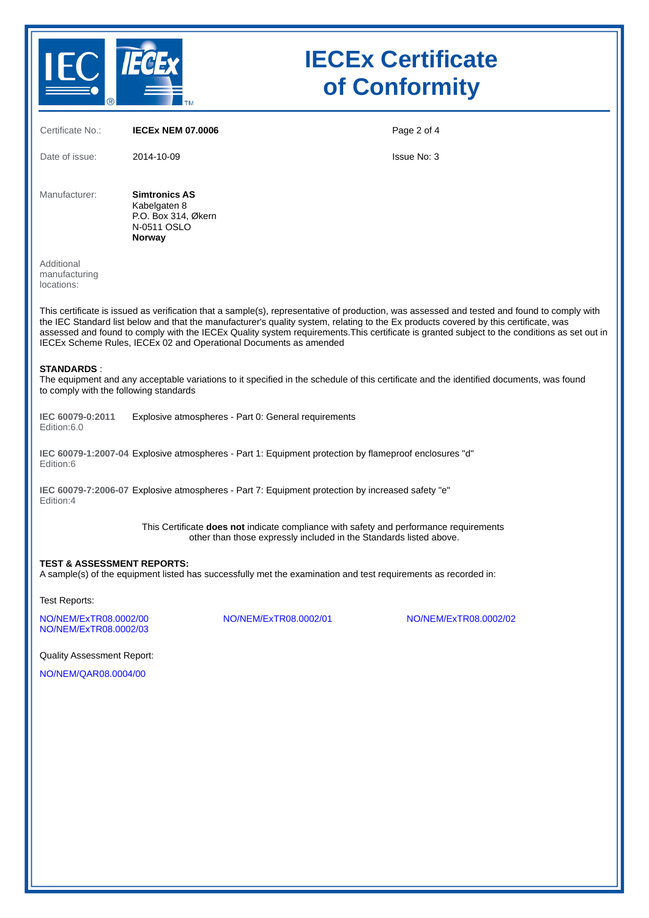# IECEx Certificate of Conformity

Certificate No.: **IECEx NEM 07.0006**

Date of issue: 2014-10-09

Issue No: 3

Manufacturer: **Simtronics AS**
Kabelgaten 8
P.O. Box 314, Økern
N-0511 OSLO
**Norway**

Additional manufacturing locations:

This certificate is issued as verification that a sample(s), representative of production, was assessed and tested and found to comply with the IEC Standard list below and that the manufacturer's quality system, relating to the Ex products covered by this certificate, was assessed and found to comply with the IECEx Quality system requirements.This certificate is granted subject to the conditions as set out in IECEx Scheme Rules, IECEx 02 and Operational Documents as amended

**STANDARDS** :
The equipment and any acceptable variations to it specified in the schedule of this certificate and the identified documents, was found to comply with the following standards

**IEC 60079-0:2011** Edition:6.0 — Explosive atmospheres - Part 0: General requirements

**IEC 60079-1:2007-04** Edition:6 — Explosive atmospheres - Part 1: Equipment protection by flameproof enclosures "d"

**IEC 60079-7:2006-07** Edition:4 — Explosive atmospheres - Part 7: Equipment protection by increased safety "e"

This Certificate **does not** indicate compliance with safety and performance requirements other than those expressly included in the Standards listed above.

**TEST & ASSESSMENT REPORTS:**
A sample(s) of the equipment listed has successfully met the examination and test requirements as recorded in:

Test Reports:

NO/NEM/ExTR08.0002/00
NO/NEM/ExTR08.0002/01
NO/NEM/ExTR08.0002/02
NO/NEM/ExTR08.0002/03

Quality Assessment Report:

NO/NEM/QAR08.0004/00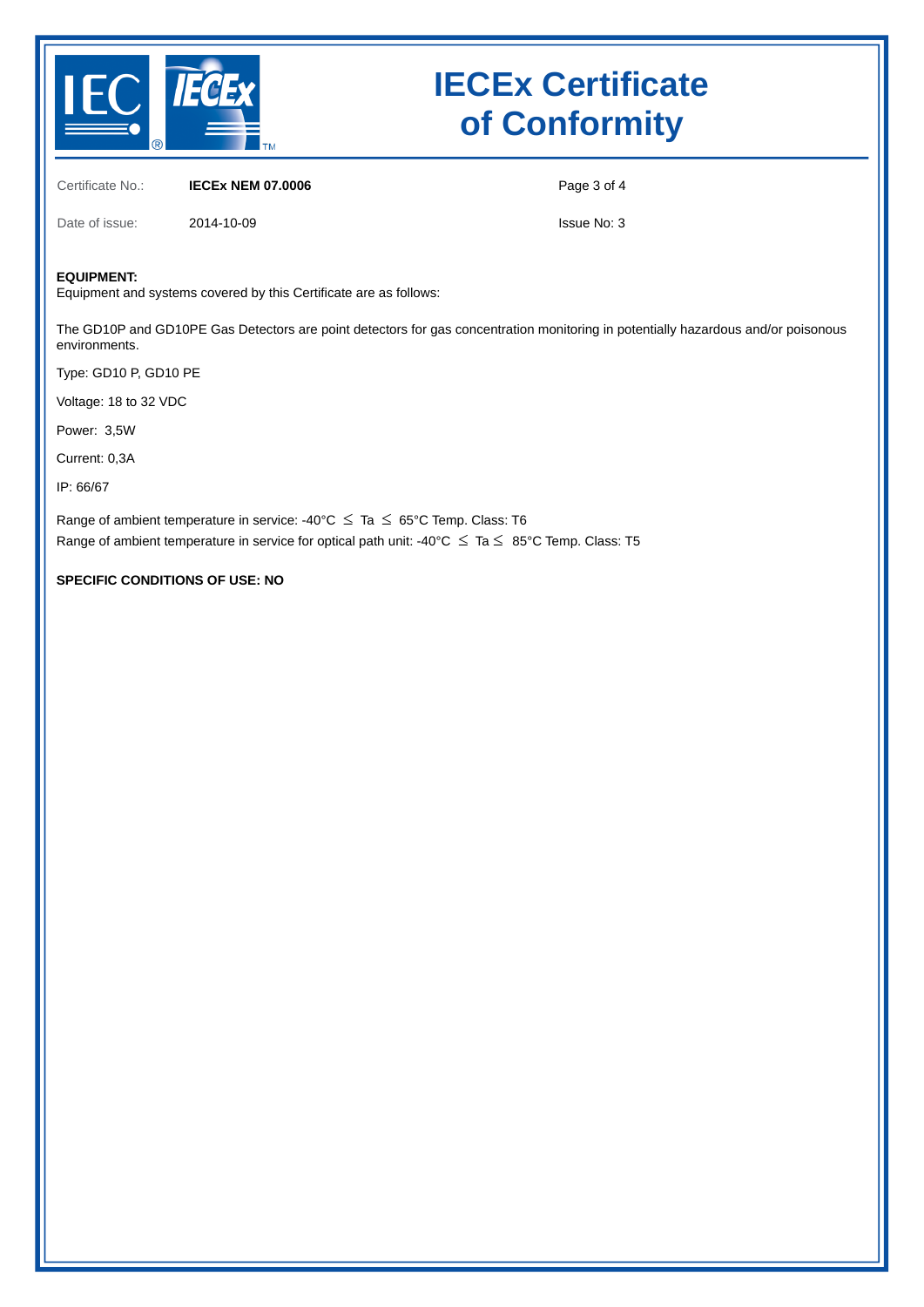# IECEx Certificate of Conformity

Certificate No.: **IECEx NEM 07.0006**

Date of issue: 2014-10-09

Issue No: 3

**EQUIPMENT:**
Equipment and systems covered by this Certificate are as follows:

The GD10P and GD10PE Gas Detectors are point detectors for gas concentration monitoring in potentially hazardous and/or poisonous environments.

Type: GD10 P, GD10 PE

Voltage: 18 to 32 VDC

Power: 3,5W

Current: 0,3A

IP: 66/67

Range of ambient temperature in service: -40°C ≤ Ta ≤ 65°C Temp. Class: T6
Range of ambient temperature in service for optical path unit: -40°C ≤ Ta ≤ 85°C Temp. Class: T5

**SPECIFIC CONDITIONS OF USE: NO**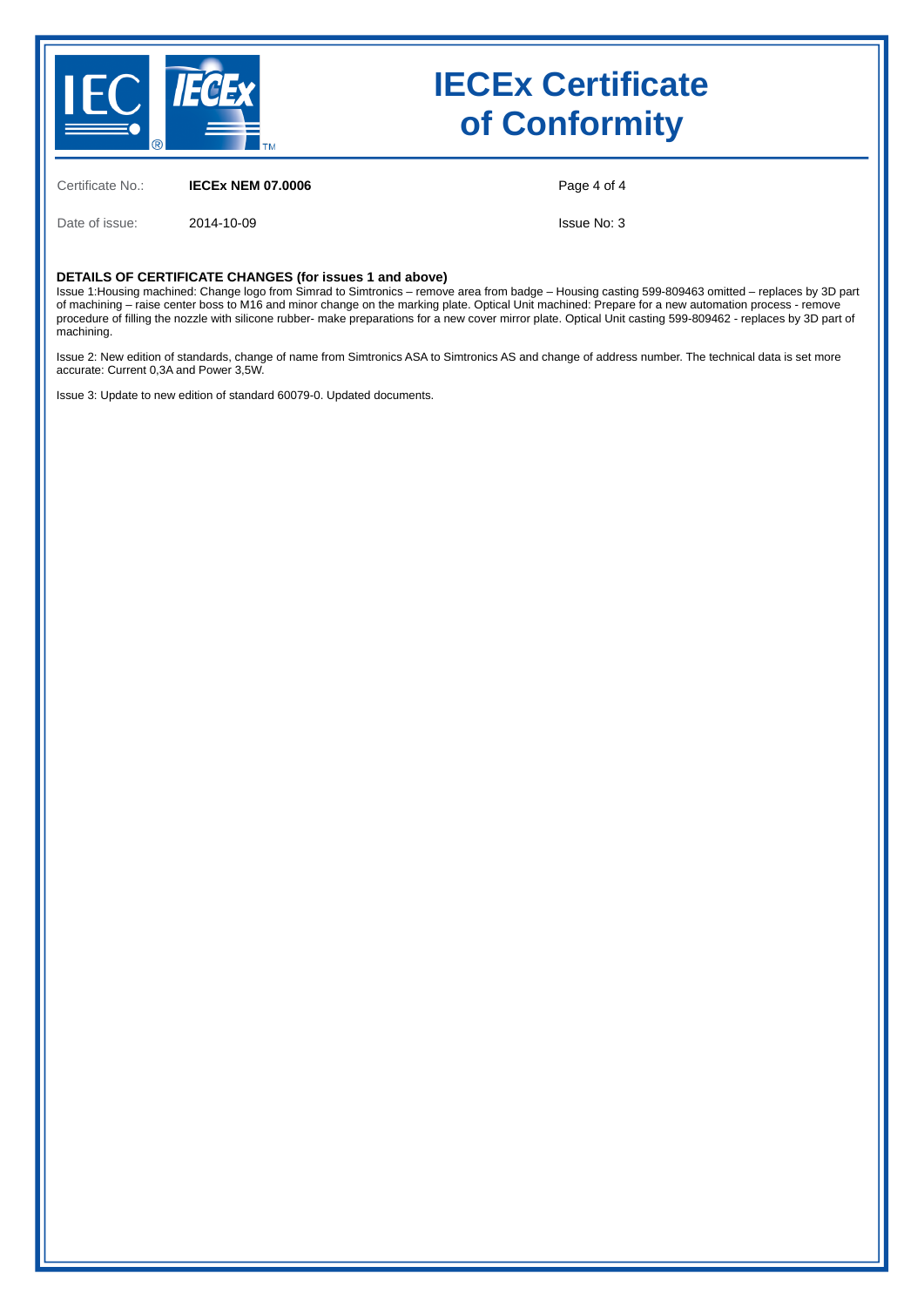# IECEx Certificate of Conformity

Certificate No.: **IECEx NEM 07.0006**

Date of issue: 2014-10-09

Issue No: 3

**DETAILS OF CERTIFICATE CHANGES (for issues 1 and above)**

Issue 1:Housing machined: Change logo from Simrad to Simtronics – remove area from badge – Housing casting 599-809463 omitted – replaces by 3D part of machining – raise center boss to M16 and minor change on the marking plate. Optical Unit machined: Prepare for a new automation process - remove procedure of filling the nozzle with silicone rubber- make preparations for a new cover mirror plate. Optical Unit casting 599-809462 - replaces by 3D part of machining.

Issue 2: New edition of standards, change of name from Simtronics ASA to Simtronics AS and change of address number. The technical data is set more accurate: Current 0,3A and Power 3,5W.

Issue 3: Update to new edition of standard 60079-0. Updated documents.